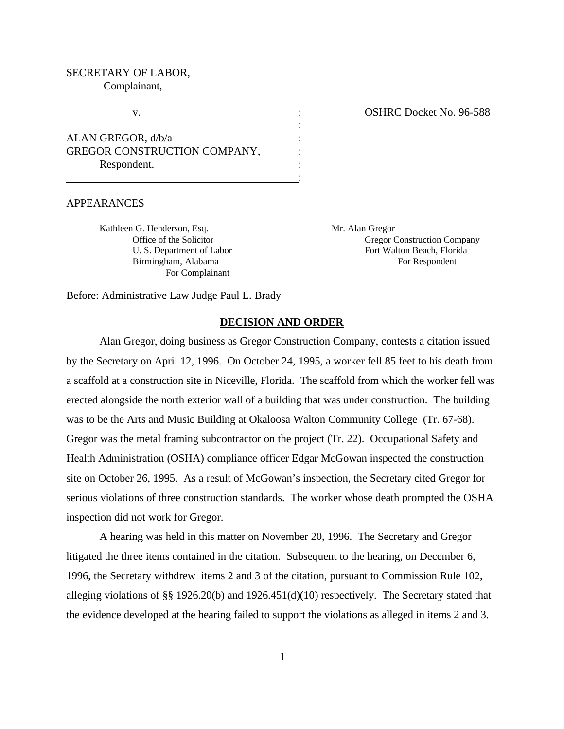SECRETARY OF LABOR,
Complainant,

v. : OSHRC Docket No. 96-588

ALAN GREGOR, d/b/a
GREGOR CONSTRUCTION COMPANY,
Respondent.

APPEARANCES

Kathleen G. Henderson, Esq.
Office of the Solicitor
U. S. Department of Labor
Birmingham, Alabama
For Complainant

Mr. Alan Gregor
Gregor Construction Company
Fort Walton Beach, Florida
For Respondent

Before: Administrative Law Judge Paul L. Brady

## DECISION AND ORDER

Alan Gregor, doing business as Gregor Construction Company, contests a citation issued by the Secretary on April 12, 1996. On October 24, 1995, a worker fell 85 feet to his death from a scaffold at a construction site in Niceville, Florida. The scaffold from which the worker fell was erected alongside the north exterior wall of a building that was under construction. The building was to be the Arts and Music Building at Okaloosa Walton Community College (Tr. 67-68). Gregor was the metal framing subcontractor on the project (Tr. 22). Occupational Safety and Health Administration (OSHA) compliance officer Edgar McGowan inspected the construction site on October 26, 1995. As a result of McGowan's inspection, the Secretary cited Gregor for serious violations of three construction standards. The worker whose death prompted the OSHA inspection did not work for Gregor.

A hearing was held in this matter on November 20, 1996. The Secretary and Gregor litigated the three items contained in the citation. Subsequent to the hearing, on December 6, 1996, the Secretary withdrew items 2 and 3 of the citation, pursuant to Commission Rule 102, alleging violations of §§ 1926.20(b) and 1926.451(d)(10) respectively. The Secretary stated that the evidence developed at the hearing failed to support the violations as alleged in items 2 and 3.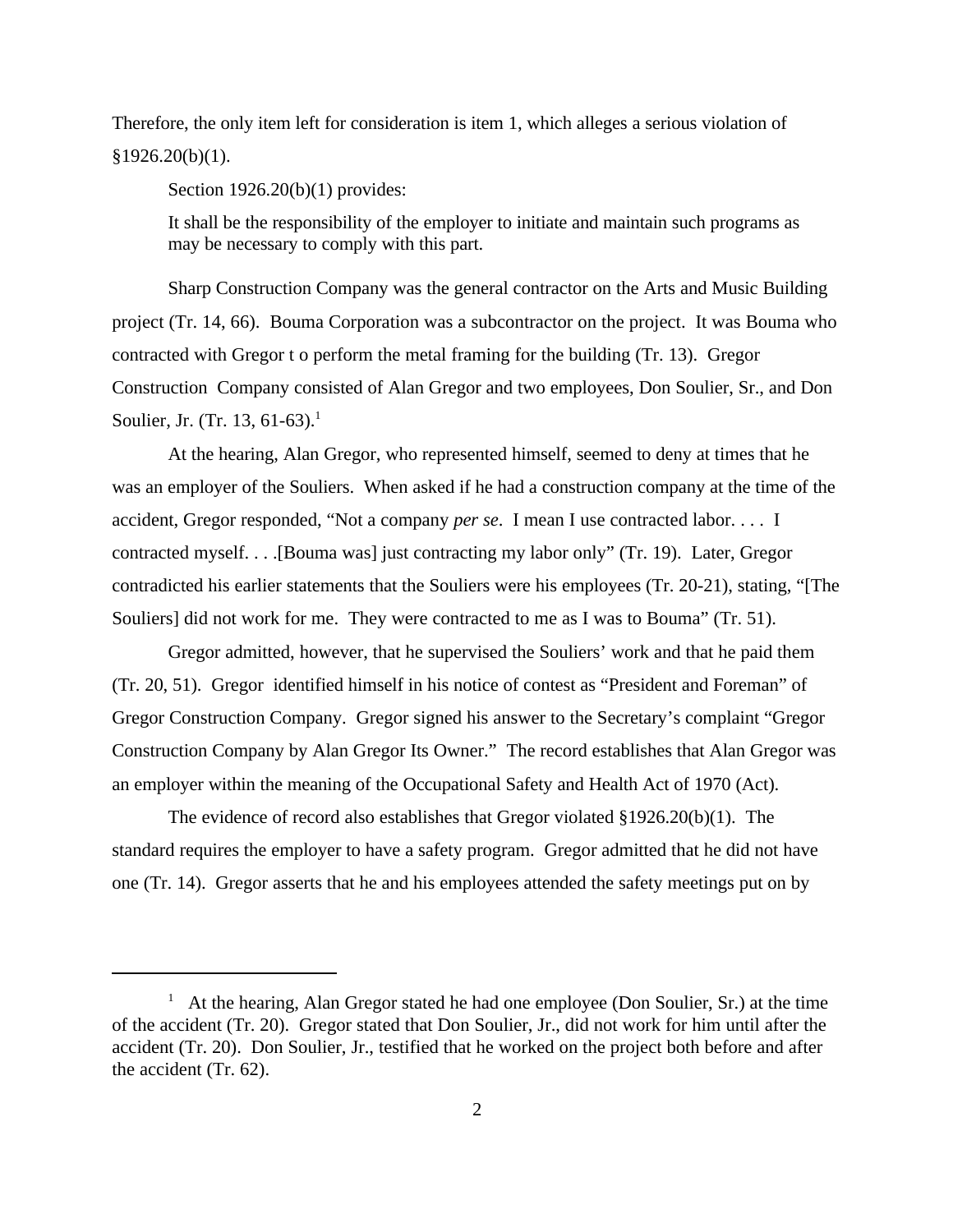Therefore, the only item left for consideration is item 1, which alleges a serious violation of §1926.20(b)(1).

Section 1926.20(b)(1) provides:

> It shall be the responsibility of the employer to initiate and maintain such programs as may be necessary to comply with this part.

Sharp Construction Company was the general contractor on the Arts and Music Building project (Tr. 14, 66). Bouma Corporation was a subcontractor on the project. It was Bouma who contracted with Gregor t o perform the metal framing for the building (Tr. 13). Gregor Construction Company consisted of Alan Gregor and two employees, Don Soulier, Sr., and Don Soulier, Jr. (Tr. 13, 61-63).[1]

At the hearing, Alan Gregor, who represented himself, seemed to deny at times that he was an employer of the Souliers. When asked if he had a construction company at the time of the accident, Gregor responded, "Not a company *per se*. I mean I use contracted labor. . . . I contracted myself. . . .[Bouma was] just contracting my labor only" (Tr. 19). Later, Gregor contradicted his earlier statements that the Souliers were his employees (Tr. 20-21), stating, "[The Souliers] did not work for me. They were contracted to me as I was to Bouma" (Tr. 51).

Gregor admitted, however, that he supervised the Souliers' work and that he paid them (Tr. 20, 51). Gregor identified himself in his notice of contest as "President and Foreman" of Gregor Construction Company. Gregor signed his answer to the Secretary's complaint "Gregor Construction Company by Alan Gregor Its Owner." The record establishes that Alan Gregor was an employer within the meaning of the Occupational Safety and Health Act of 1970 (Act).

The evidence of record also establishes that Gregor violated §1926.20(b)(1). The standard requires the employer to have a safety program. Gregor admitted that he did not have one (Tr. 14). Gregor asserts that he and his employees attended the safety meetings put on by

---

[1] At the hearing, Alan Gregor stated he had one employee (Don Soulier, Sr.) at the time of the accident (Tr. 20). Gregor stated that Don Soulier, Jr., did not work for him until after the accident (Tr. 20). Don Soulier, Jr., testified that he worked on the project both before and after the accident (Tr. 62).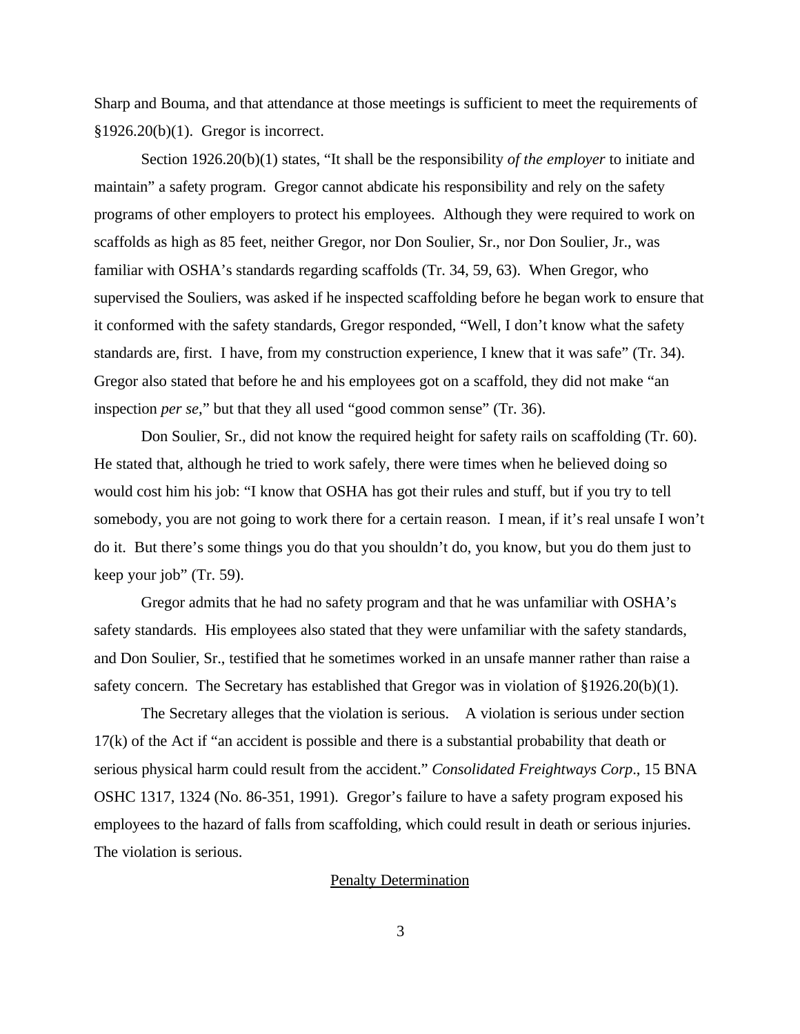Sharp and Bouma, and that attendance at those meetings is sufficient to meet the requirements of §1926.20(b)(1). Gregor is incorrect.

Section 1926.20(b)(1) states, "It shall be the responsibility *of the employer* to initiate and maintain" a safety program. Gregor cannot abdicate his responsibility and rely on the safety programs of other employers to protect his employees. Although they were required to work on scaffolds as high as 85 feet, neither Gregor, nor Don Soulier, Sr., nor Don Soulier, Jr., was familiar with OSHA's standards regarding scaffolds (Tr. 34, 59, 63). When Gregor, who supervised the Souliers, was asked if he inspected scaffolding before he began work to ensure that it conformed with the safety standards, Gregor responded, "Well, I don't know what the safety standards are, first. I have, from my construction experience, I knew that it was safe" (Tr. 34). Gregor also stated that before he and his employees got on a scaffold, they did not make "an inspection *per se*," but that they all used "good common sense" (Tr. 36).

Don Soulier, Sr., did not know the required height for safety rails on scaffolding (Tr. 60). He stated that, although he tried to work safely, there were times when he believed doing so would cost him his job: "I know that OSHA has got their rules and stuff, but if you try to tell somebody, you are not going to work there for a certain reason. I mean, if it's real unsafe I won't do it. But there's some things you do that you shouldn't do, you know, but you do them just to keep your job" (Tr. 59).

Gregor admits that he had no safety program and that he was unfamiliar with OSHA's safety standards. His employees also stated that they were unfamiliar with the safety standards, and Don Soulier, Sr., testified that he sometimes worked in an unsafe manner rather than raise a safety concern. The Secretary has established that Gregor was in violation of §1926.20(b)(1).

The Secretary alleges that the violation is serious. A violation is serious under section 17(k) of the Act if "an accident is possible and there is a substantial probability that death or serious physical harm could result from the accident." *Consolidated Freightways Corp*., 15 BNA OSHC 1317, 1324 (No. 86-351, 1991). Gregor's failure to have a safety program exposed his employees to the hazard of falls from scaffolding, which could result in death or serious injuries. The violation is serious.

## Penalty Determination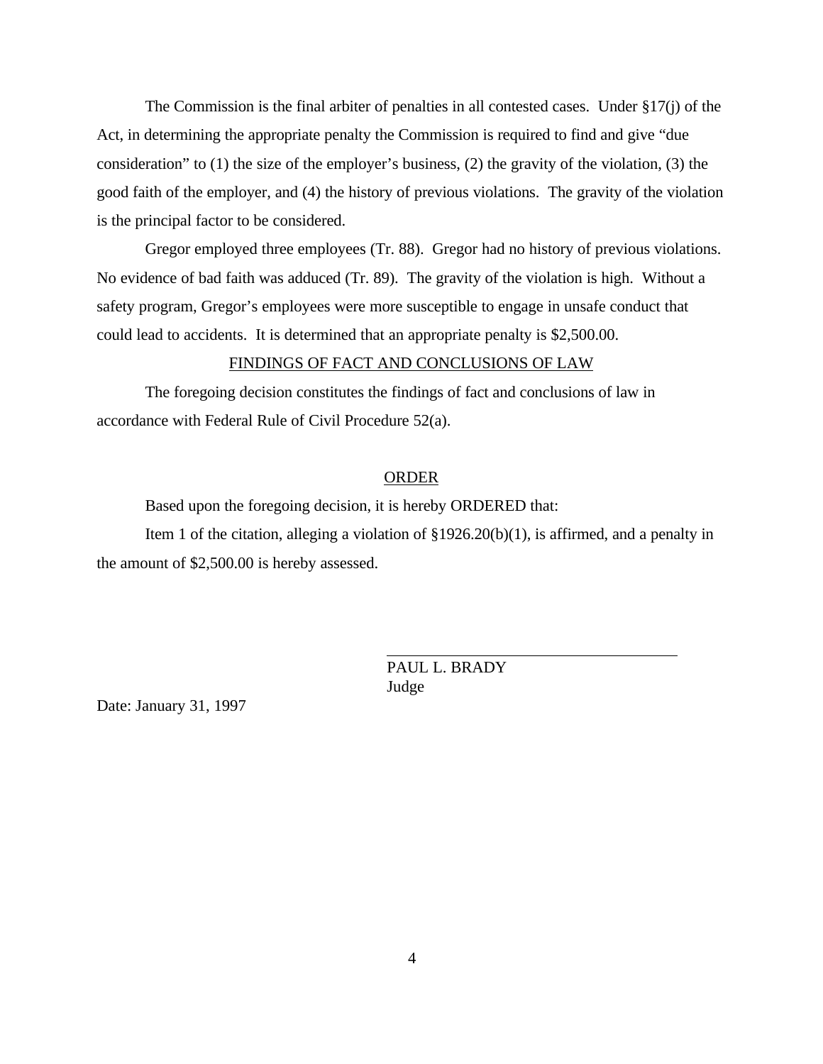The Commission is the final arbiter of penalties in all contested cases. Under §17(j) of the Act, in determining the appropriate penalty the Commission is required to find and give "due consideration" to (1) the size of the employer's business, (2) the gravity of the violation, (3) the good faith of the employer, and (4) the history of previous violations. The gravity of the violation is the principal factor to be considered.

Gregor employed three employees (Tr. 88). Gregor had no history of previous violations. No evidence of bad faith was adduced (Tr. 89). The gravity of the violation is high. Without a safety program, Gregor's employees were more susceptible to engage in unsafe conduct that could lead to accidents. It is determined that an appropriate penalty is $2,500.00.

## FINDINGS OF FACT AND CONCLUSIONS OF LAW

The foregoing decision constitutes the findings of fact and conclusions of law in accordance with Federal Rule of Civil Procedure 52(a).

## ORDER

Based upon the foregoing decision, it is hereby ORDERED that:

Item 1 of the citation, alleging a violation of §1926.20(b)(1), is affirmed, and a penalty in the amount of $2,500.00 is hereby assessed.

PAUL L. BRADY
Judge

Date: January 31, 1997